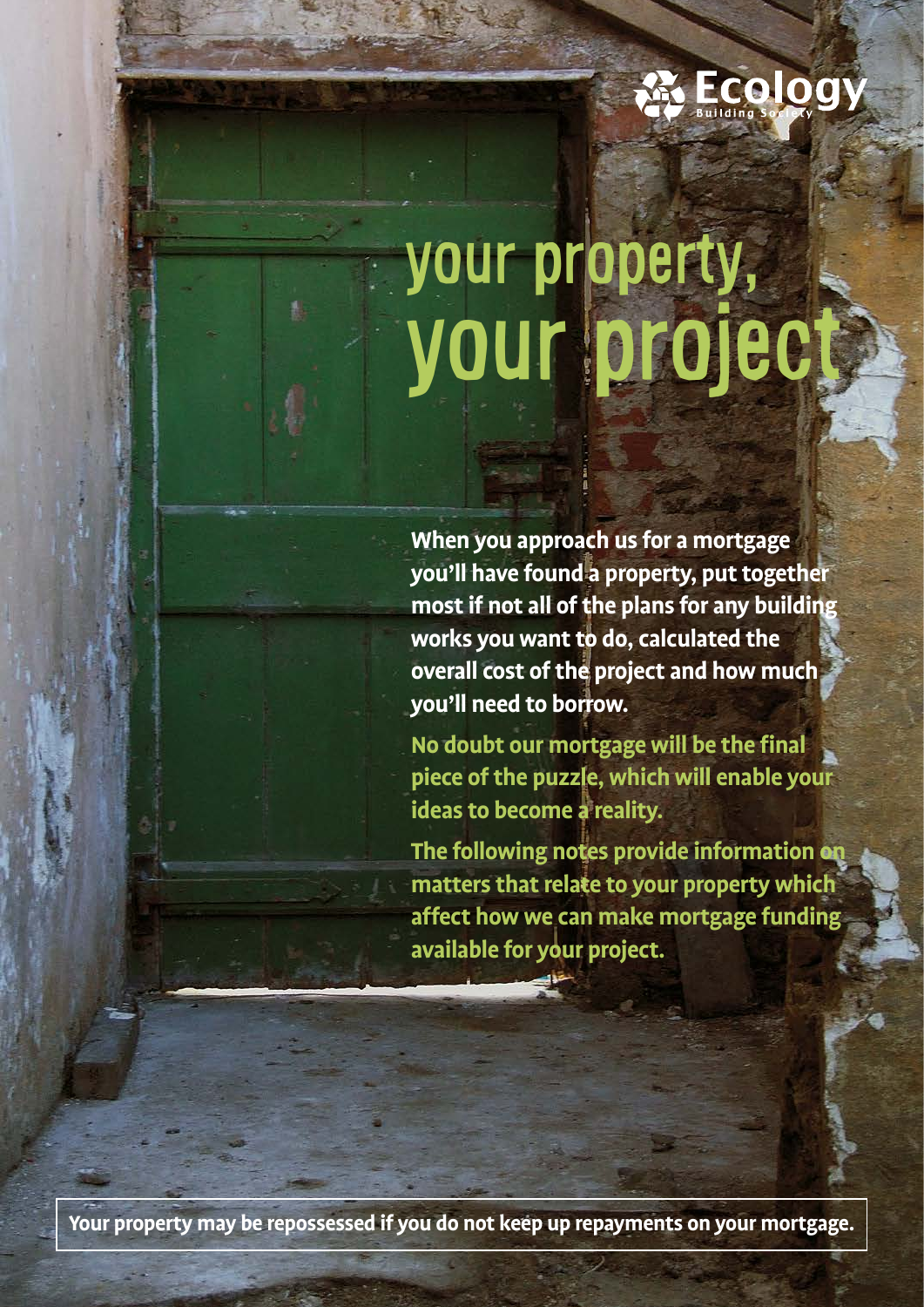Ecology Building Society

# your property, your project

**When you approach us for a mortgage you'll have found a property, put together most if not all of the plans for any building works you want to do, calculated the overall cost of the project and how much you'll need to borrow.**

**No doubt our mortgage will be the final piece of the puzzle, which will enable your ideas to become a reality.**

**The following notes provide information on matters that relate to your property which affect how we can make mortgage funding available for your project.**

**Your property may be repossessed if you do not keep up repayments on your mortgage.**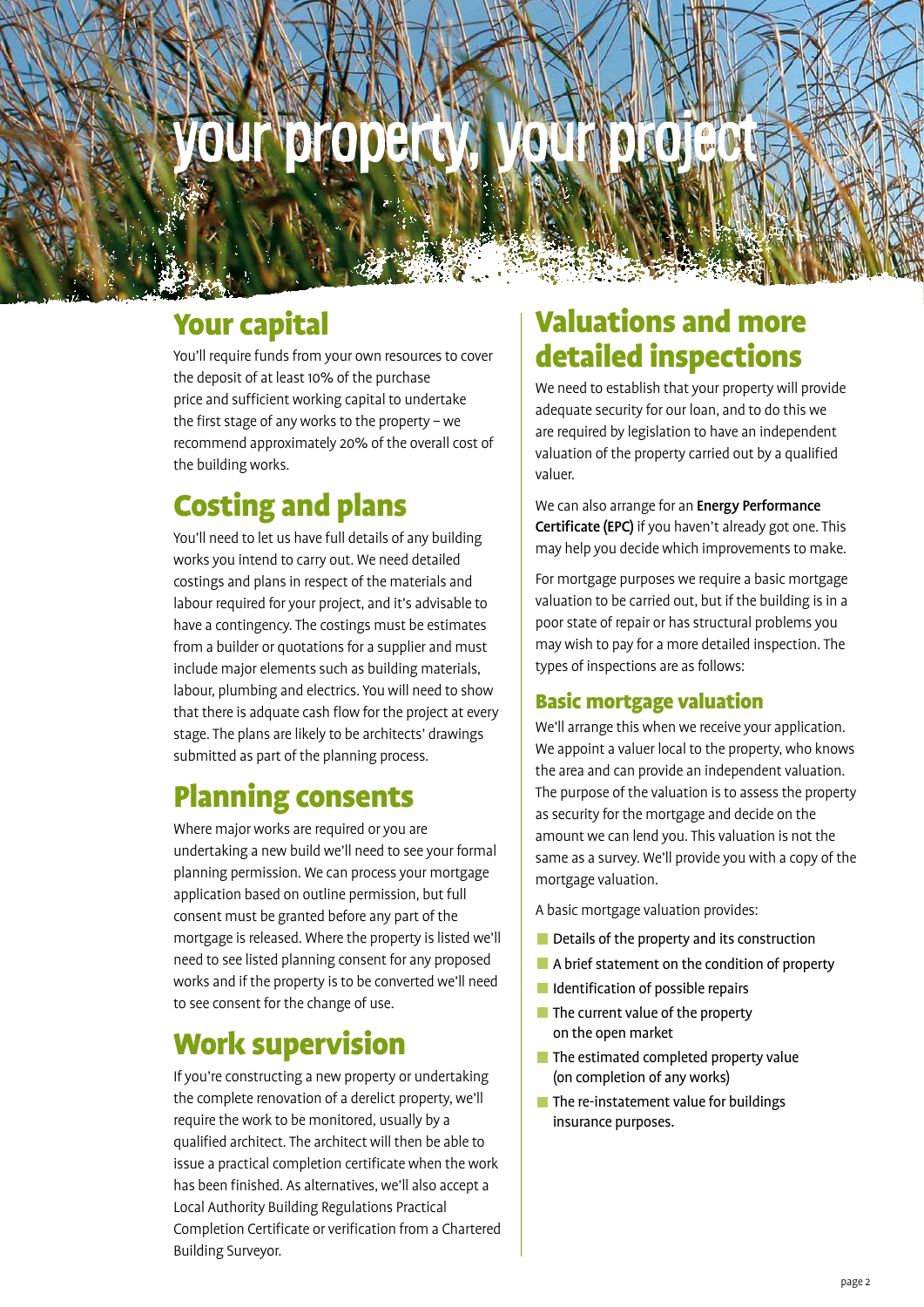# your property, your project

## Your capital

You'll require funds from your own resources to cover the deposit of at least 10% of the purchase price and sufficient working capital to undertake the first stage of any works to the property – we recommend approximately 20% of the overall cost of the building works.

## Costing and plans

You'll need to let us have full details of any building works you intend to carry out. We need detailed costings and plans in respect of the materials and labour required for your project, and it's advisable to have a contingency. The costings must be estimates from a builder or quotations for a supplier and must include major elements such as building materials, labour, plumbing and electrics. You will need to show that there is adquate cash flow for the project at every stage. The plans are likely to be architects' drawings submitted as part of the planning process.

## Planning consents

Where major works are required or you are undertaking a new build we'll need to see your formal planning permission. We can process your mortgage application based on outline permission, but full consent must be granted before any part of the mortgage is released. Where the property is listed we'll need to see listed planning consent for any proposed works and if the property is to be converted we'll need to see consent for the change of use.

## Work supervision

If you're constructing a new property or undertaking the complete renovation of a derelict property, we'll require the work to be monitored, usually by a qualified architect. The architect will then be able to issue a practical completion certificate when the work has been finished. As alternatives, we'll also accept a Local Authority Building Regulations Practical Completion Certificate or verification from a Chartered Building Surveyor.

## Valuations and more detailed inspections

We need to establish that your property will provide adequate security for our loan, and to do this we are required by legislation to have an independent valuation of the property carried out by a qualified valuer.

We can also arrange for an **Energy Performance Certificate (EPC)** if you haven't already got one. This may help you decide which improvements to make.

For mortgage purposes we require a basic mortgage valuation to be carried out, but if the building is in a poor state of repair or has structural problems you may wish to pay for a more detailed inspection. The types of inspections are as follows:

### Basic mortgage valuation

We'll arrange this when we receive your application. We appoint a valuer local to the property, who knows the area and can provide an independent valuation. The purpose of the valuation is to assess the property as security for the mortgage and decide on the amount we can lend you. This valuation is not the same as a survey. We'll provide you with a copy of the mortgage valuation.

A basic mortgage valuation provides:

- Details of the property and its construction
- A brief statement on the condition of property
- Identification of possible repairs
- The current value of the property on the open market
- The estimated completed property value (on completion of any works)
- The re-instatement value for buildings insurance purposes.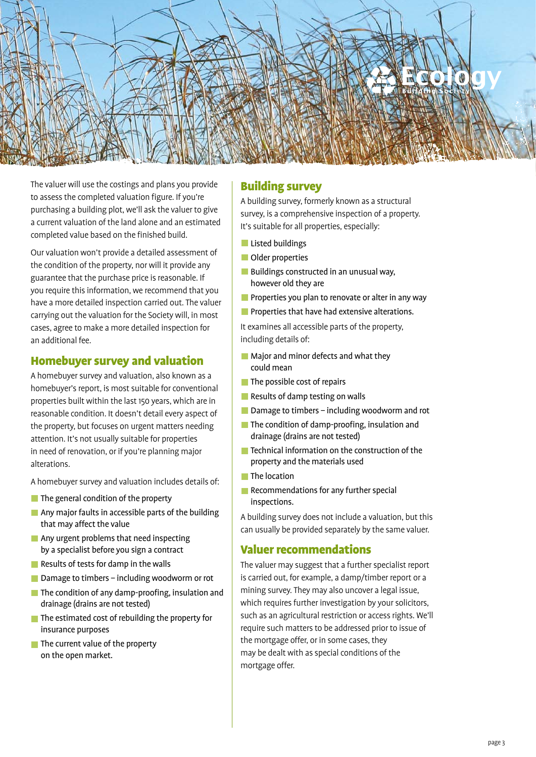The valuer will use the costings and plans you provide to assess the completed valuation figure. If you're purchasing a building plot, we'll ask the valuer to give a current valuation of the land alone and an estimated completed value based on the finished build.

Our valuation won't provide a detailed assessment of the condition of the property, nor will it provide any guarantee that the purchase price is reasonable. If you require this information, we recommend that you have a more detailed inspection carried out. The valuer carrying out the valuation for the Society will, in most cases, agree to make a more detailed inspection for an additional fee.

## Homebuyer survey and valuation

A homebuyer survey and valuation, also known as a homebuyer's report, is most suitable for conventional properties built within the last 150 years, which are in reasonable condition. It doesn't detail every aspect of the property, but focuses on urgent matters needing attention. It's not usually suitable for properties in need of renovation, or if you're planning major alterations.

A homebuyer survey and valuation includes details of:

- The general condition of the property
- Any major faults in accessible parts of the building that may affect the value
- Any urgent problems that need inspecting by a specialist before you sign a contract
- Results of tests for damp in the walls
- Damage to timbers – including woodworm or rot
- The condition of any damp-proofing, insulation and drainage (drains are not tested)
- The estimated cost of rebuilding the property for insurance purposes
- The current value of the property on the open market.

## Building survey

A building survey, formerly known as a structural survey, is a comprehensive inspection of a property. It's suitable for all properties, especially:

- Listed buildings
- Older properties
- Buildings constructed in an unusual way, however old they are
- Properties you plan to renovate or alter in any way
- Properties that have had extensive alterations.

It examines all accessible parts of the property, including details of:

- Major and minor defects and what they could mean
- The possible cost of repairs
- Results of damp testing on walls
- Damage to timbers – including woodworm and rot
- The condition of damp-proofing, insulation and drainage (drains are not tested)
- Technical information on the construction of the property and the materials used
- The location
- Recommendations for any further special inspections.

A building survey does not include a valuation, but this can usually be provided separately by the same valuer.

## Valuer recommendations

The valuer may suggest that a further specialist report is carried out, for example, a damp/timber report or a mining survey. They may also uncover a legal issue, which requires further investigation by your solicitors, such as an agricultural restriction or access rights. We'll require such matters to be addressed prior to issue of the mortgage offer, or in some cases, they may be dealt with as special conditions of the mortgage offer.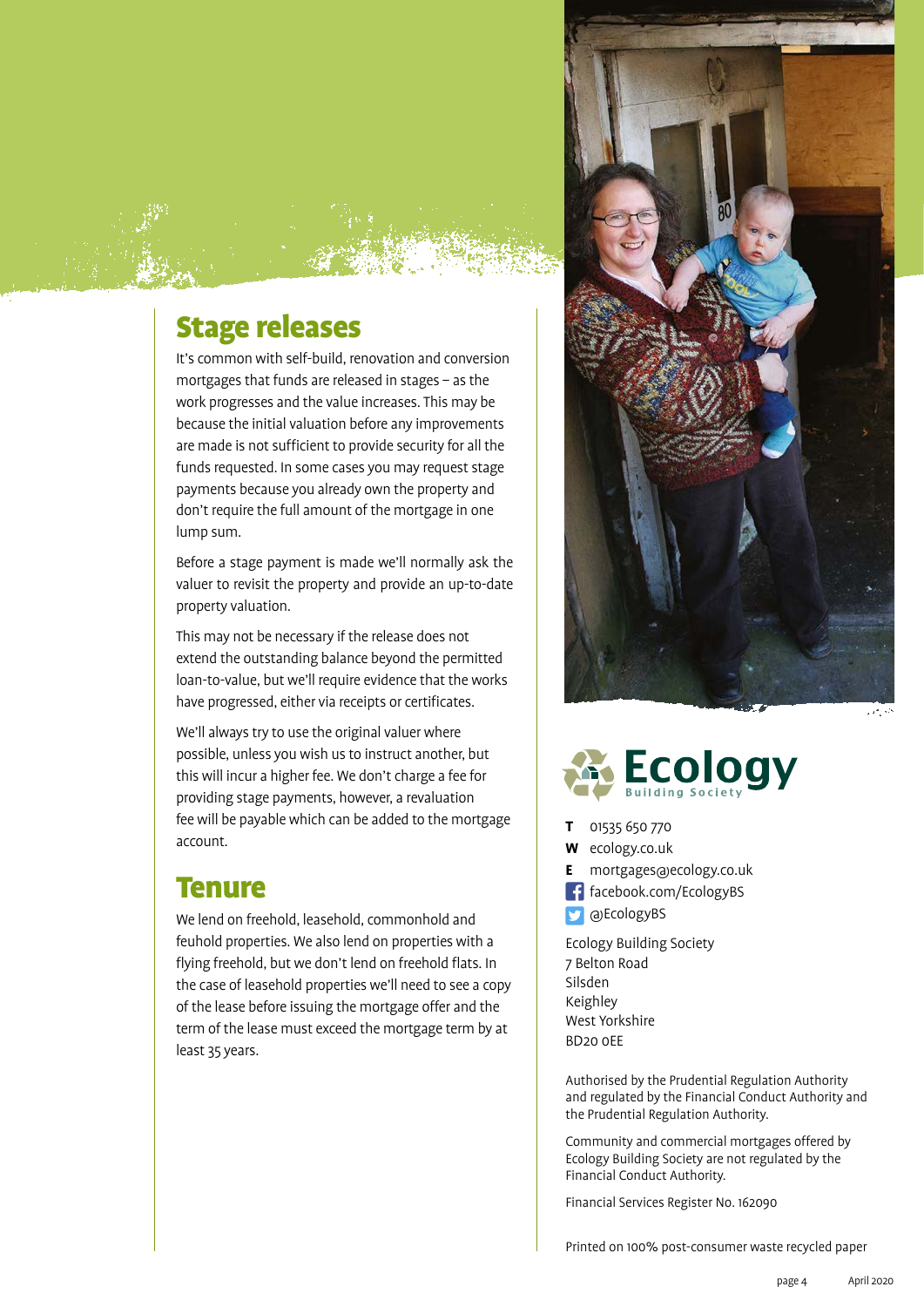## Stage releases

It's common with self-build, renovation and conversion mortgages that funds are released in stages – as the work progresses and the value increases. This may be because the initial valuation before any improvements are made is not sufficient to provide security for all the funds requested. In some cases you may request stage payments because you already own the property and don't require the full amount of the mortgage in one lump sum.

Before a stage payment is made we'll normally ask the valuer to revisit the property and provide an up-to-date property valuation.

This may not be necessary if the release does not extend the outstanding balance beyond the permitted loan-to-value, but we'll require evidence that the works have progressed, either via receipts or certificates.

We'll always try to use the original valuer where possible, unless you wish us to instruct another, but this will incur a higher fee. We don't charge a fee for providing stage payments, however, a revaluation fee will be payable which can be added to the mortgage account.

## Tenure

We lend on freehold, leasehold, commonhold and feuhold properties. We also lend on properties with a flying freehold, but we don't lend on freehold flats. In the case of leasehold properties we'll need to see a copy of the lease before issuing the mortgage offer and the term of the lease must exceed the mortgage term by at least 35 years.

**Ecology** Building Society

**T** 01535 650 770
**W** ecology.co.uk
**E** mortgages@ecology.co.uk
facebook.com/EcologyBS
@EcologyBS

Ecology Building Society
7 Belton Road
Silsden
Keighley
West Yorkshire
BD20 0EE

Authorised by the Prudential Regulation Authority and regulated by the Financial Conduct Authority and the Prudential Regulation Authority.

Community and commercial mortgages offered by Ecology Building Society are not regulated by the Financial Conduct Authority.

Financial Services Register No. 162090

Printed on 100% post-consumer waste recycled paper

April 2020